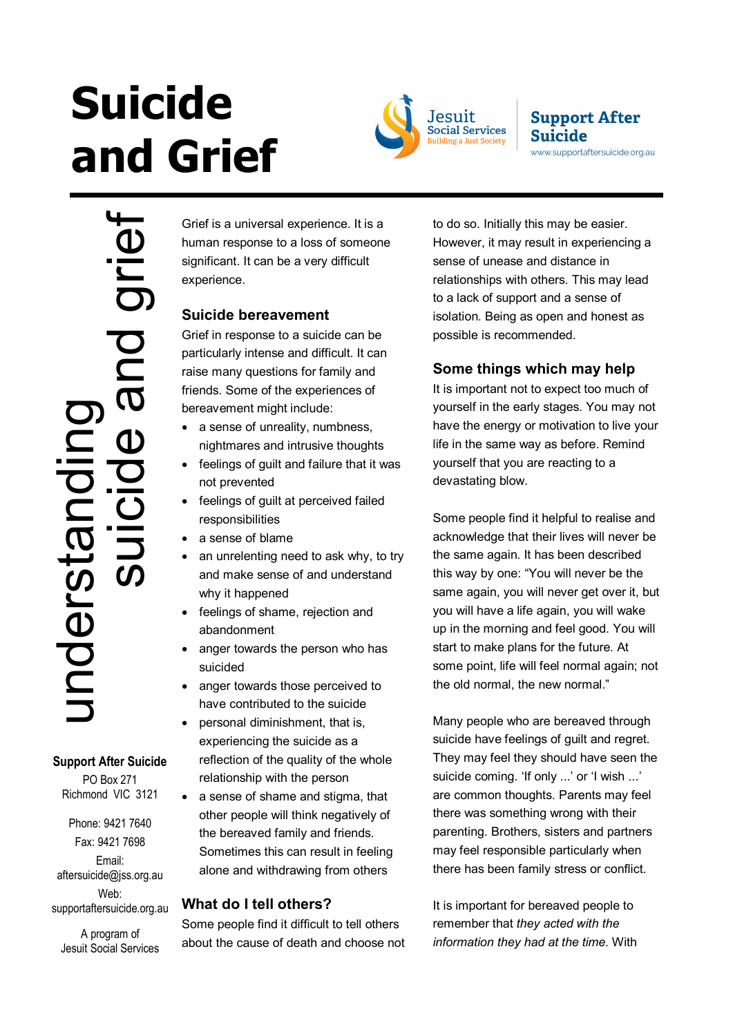# Suicide and Grief

Jesuit Social Services — Building a Just Society

**Support After Suicide**
www.supportaftersuicide.org.au

understanding suicide and grief

Grief is a universal experience. It is a human response to a loss of someone significant. It can be a very difficult experience.

## Suicide bereavement

Grief in response to a suicide can be particularly intense and difficult. It can raise many questions for family and friends. Some of the experiences of bereavement might include:

- a sense of unreality, numbness, nightmares and intrusive thoughts
- feelings of guilt and failure that it was not prevented
- feelings of guilt at perceived failed responsibilities
- a sense of blame
- an unrelenting need to ask why, to try and make sense of and understand why it happened
- feelings of shame, rejection and abandonment
- anger towards the person who has suicided
- anger towards those perceived to have contributed to the suicide
- personal diminishment, that is, experiencing the suicide as a reflection of the quality of the whole relationship with the person
- a sense of shame and stigma, that other people will think negatively of the bereaved family and friends. Sometimes this can result in feeling alone and withdrawing from others

## What do I tell others?

Some people find it difficult to tell others about the cause of death and choose not to do so. Initially this may be easier. However, it may result in experiencing a sense of unease and distance in relationships with others. This may lead to a lack of support and a sense of isolation. Being as open and honest as possible is recommended.

## Some things which may help

It is important not to expect too much of yourself in the early stages. You may not have the energy or motivation to live your life in the same way as before. Remind yourself that you are reacting to a devastating blow.

Some people find it helpful to realise and acknowledge that their lives will never be the same again. It has been described this way by one: “You will never be the same again, you will never get over it, but you will have a life again, you will wake up in the morning and feel good. You will start to make plans for the future. At some point, life will feel normal again; not the old normal, the new normal.”

Many people who are bereaved through suicide have feelings of guilt and regret. They may feel they should have seen the suicide coming. ‘If only ...’ or ‘I wish ...’ are common thoughts. Parents may feel there was something wrong with their parenting. Brothers, sisters and partners may feel responsible particularly when there has been family stress or conflict.

It is important for bereaved people to remember that *they acted with the information they had at the time.* With

**Support After Suicide**
PO Box 271
Richmond VIC 3121

Phone: 9421 7640
Fax: 9421 7698
Email: aftersuicide@jss.org.au
Web: supportaftersuicide.org.au

A program of Jesuit Social Services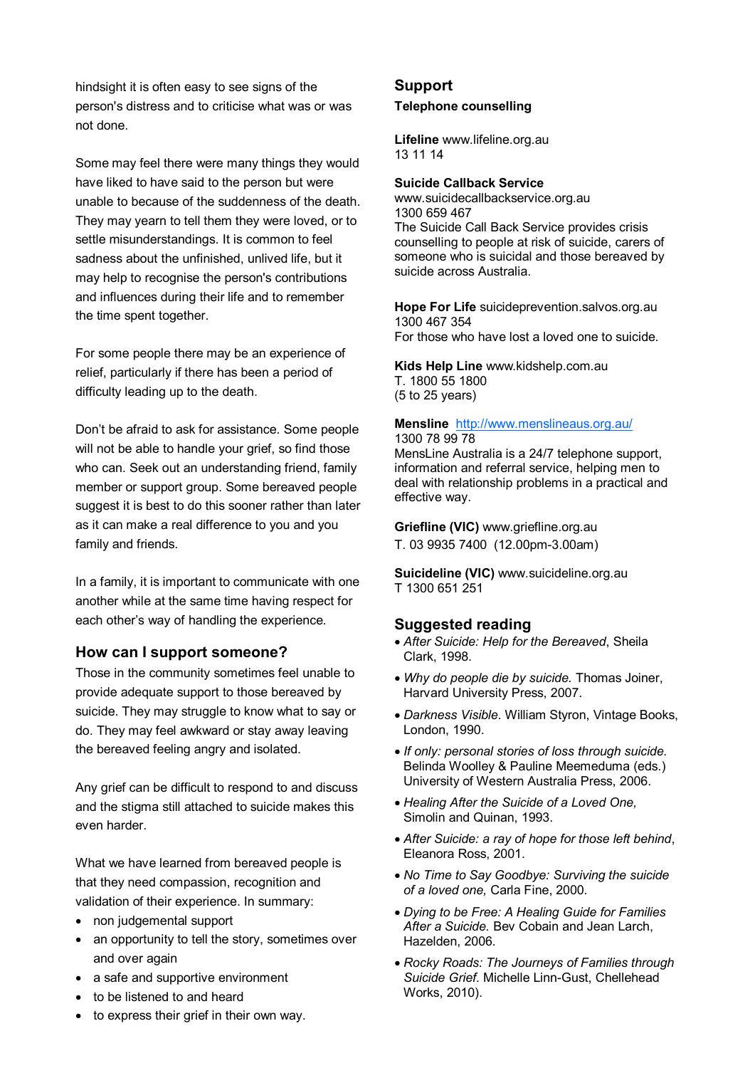hindsight it is often easy to see signs of the person's distress and to criticise what was or was not done.

Some may feel there were many things they would have liked to have said to the person but were unable to because of the suddenness of the death. They may yearn to tell them they were loved, or to settle misunderstandings. It is common to feel sadness about the unfinished, unlived life, but it may help to recognise the person's contributions and influences during their life and to remember the time spent together.

For some people there may be an experience of relief, particularly if there has been a period of difficulty leading up to the death.

Don't be afraid to ask for assistance. Some people will not be able to handle your grief, so find those who can. Seek out an understanding friend, family member or support group. Some bereaved people suggest it is best to do this sooner rather than later as it can make a real difference to you and you family and friends.

In a family, it is important to communicate with one another while at the same time having respect for each other's way of handling the experience.

## How can I support someone?

Those in the community sometimes feel unable to provide adequate support to those bereaved by suicide. They may struggle to know what to say or do. They may feel awkward or stay away leaving the bereaved feeling angry and isolated.

Any grief can be difficult to respond to and discuss and the stigma still attached to suicide makes this even harder.

What we have learned from bereaved people is that they need compassion, recognition and validation of their experience. In summary:

- non judgemental support
- an opportunity to tell the story, sometimes over and over again
- a safe and supportive environment
- to be listened to and heard
- to express their grief in their own way.

## Support

**Telephone counselling**

**Lifeline** www.lifeline.org.au
13 11 14

**Suicide Callback Service**
www.suicidecallbackservice.org.au
1300 659 467
The Suicide Call Back Service provides crisis counselling to people at risk of suicide, carers of someone who is suicidal and those bereaved by suicide across Australia.

**Hope For Life** suicideprevention.salvos.org.au
1300 467 354
For those who have lost a loved one to suicide.

**Kids Help Line** www.kidshelp.com.au
T. 1800 55 1800
(5 to 25 years)

**Mensline** http://www.menslineaus.org.au/
1300 78 99 78
MensLine Australia is a 24/7 telephone support, information and referral service, helping men to deal with relationship problems in a practical and effective way.

**Griefline (VIC)** www.griefline.org.au
T. 03 9935 7400 (12.00pm-3.00am)

**Suicideline (VIC)** www.suicideline.org.au
T 1300 651 251

## Suggested reading

- *After Suicide: Help for the Bereaved*, Sheila Clark, 1998.
- *Why do people die by suicide.* Thomas Joiner, Harvard University Press, 2007.
- *Darkness Visible*. William Styron, Vintage Books, London, 1990.
- *If only: personal stories of loss through suicide.* Belinda Woolley & Pauline Meemeduma (eds.) University of Western Australia Press, 2006.
- *Healing After the Suicide of a Loved One,* Simolin and Quinan, 1993.
- *After Suicide: a ray of hope for those left behind*, Eleanora Ross, 2001.
- *No Time to Say Goodbye: Surviving the suicide of a loved one,* Carla Fine, 2000.
- *Dying to be Free: A Healing Guide for Families After a Suicide.* Bev Cobain and Jean Larch, Hazelden, 2006.
- *Rocky Roads: The Journeys of Families through Suicide Grief.* Michelle Linn-Gust, Chellehead Works, 2010).